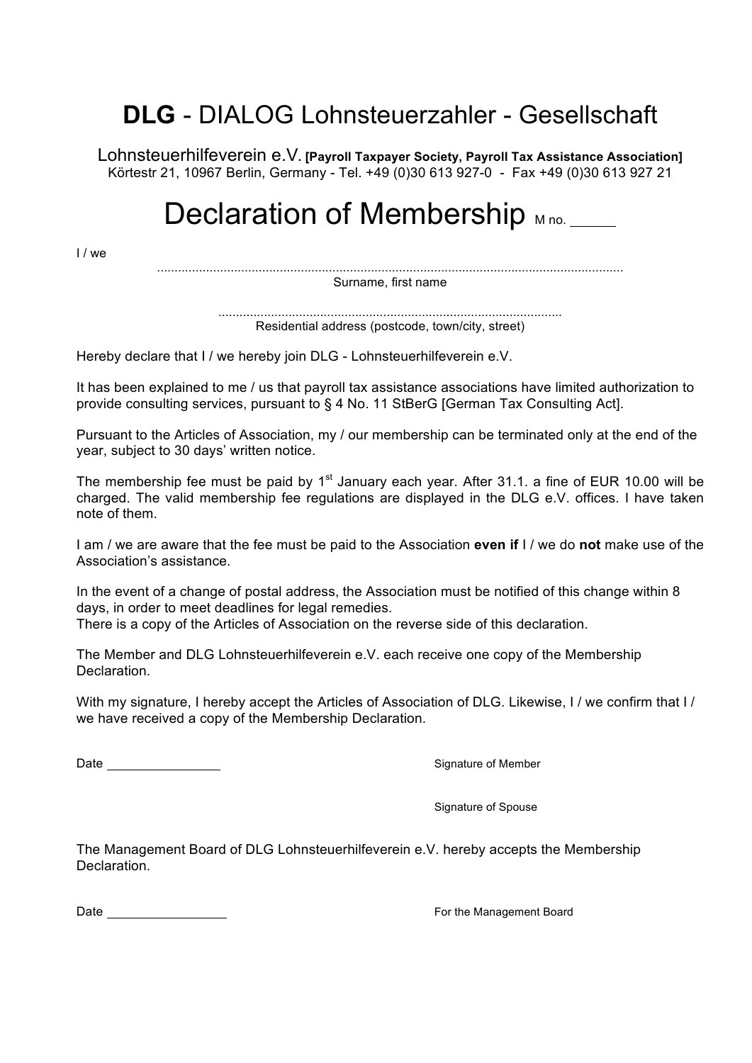# **DLG** - DIALOG Lohnsteuerzahler - Gesellschaft

Lohnsteuerhilfeverein e.V. **[Payroll Taxpayer Society, Payroll Tax Assistance Association]**
Körtestr 21, 10967 Berlin, Germany - Tel. +49 (0)30 613 927-0 - Fax +49 (0)30 613 927 21

## Declaration of Membership M no. ______

I / we

..........................................................................................................................................
Surname, first name

..........................................................................................................
Residential address (postcode, town/city, street)

Hereby declare that I / we hereby join DLG - Lohnsteuerhilfeverein e.V.

It has been explained to me / us that payroll tax assistance associations have limited authorization to provide consulting services, pursuant to § 4 No. 11 StBerG [German Tax Consulting Act].

Pursuant to the Articles of Association, my / our membership can be terminated only at the end of the year, subject to 30 days' written notice.

The membership fee must be paid by 1st January each year. After 31.1. a fine of EUR 10.00 will be charged. The valid membership fee regulations are displayed in the DLG e.V. offices. I have taken note of them.

I am / we are aware that the fee must be paid to the Association **even if** I / we do **not** make use of the Association's assistance.

In the event of a change of postal address, the Association must be notified of this change within 8 days, in order to meet deadlines for legal remedies.
There is a copy of the Articles of Association on the reverse side of this declaration.

The Member and DLG Lohnsteuerhilfeverein e.V. each receive one copy of the Membership Declaration.

With my signature, I hereby accept the Articles of Association of DLG. Likewise, I / we confirm that I / we have received a copy of the Membership Declaration.

Date ________________ Signature of Member

Signature of Spouse

The Management Board of DLG Lohnsteuerhilfeverein e.V. hereby accepts the Membership Declaration.

Date ________________ For the Management Board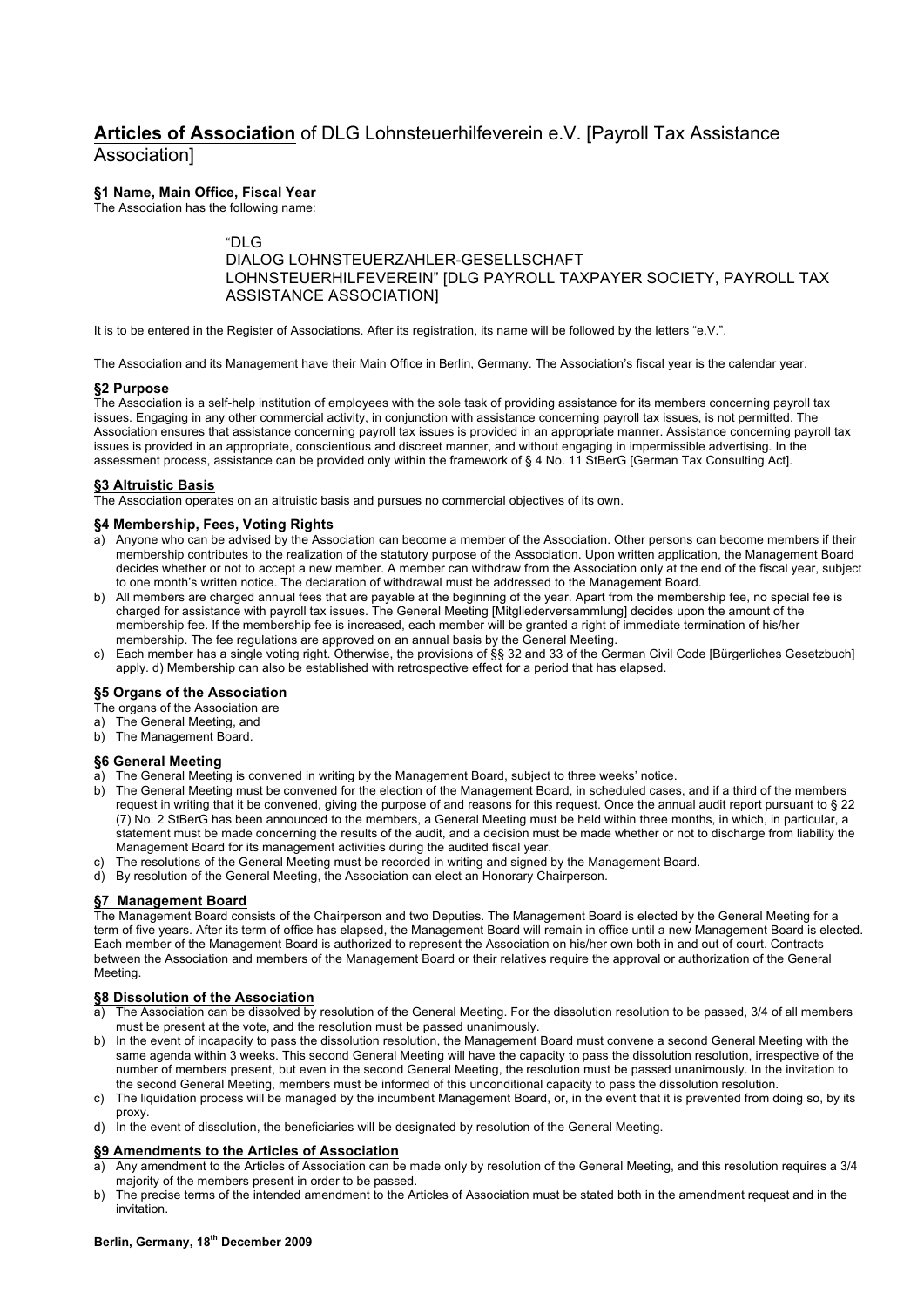# Articles of Association of DLG Lohnsteuerhilfeverein e.V. [Payroll Tax Assistance Association]

## §1 Name, Main Office, Fiscal Year

The Association has the following name:

> "DLG
> DIALOG LOHNSTEUERZAHLER-GESELLSCHAFT
> LOHNSTEUERHILFEVEREIN" [DLG PAYROLL TAXPAYER SOCIETY, PAYROLL TAX ASSISTANCE ASSOCIATION]

It is to be entered in the Register of Associations. After its registration, its name will be followed by the letters "e.V.".

The Association and its Management have their Main Office in Berlin, Germany. The Association's fiscal year is the calendar year.

## §2 Purpose

The Association is a self-help institution of employees with the sole task of providing assistance for its members concerning payroll tax issues. Engaging in any other commercial activity, in conjunction with assistance concerning payroll tax issues, is not permitted. The Association ensures that assistance concerning payroll tax issues is provided in an appropriate manner. Assistance concerning payroll tax issues is provided in an appropriate, conscientious and discreet manner, and without engaging in impermissible advertising. In the assessment process, assistance can be provided only within the framework of § 4 No. 11 StBerG [German Tax Consulting Act].

## §3 Altruistic Basis

The Association operates on an altruistic basis and pursues no commercial objectives of its own.

## §4 Membership, Fees, Voting Rights

a) Anyone who can be advised by the Association can become a member of the Association. Other persons can become members if their membership contributes to the realization of the statutory purpose of the Association. Upon written application, the Management Board decides whether or not to accept a new member. A member can withdraw from the Association only at the end of the fiscal year, subject to one month's written notice. The declaration of withdrawal must be addressed to the Management Board.

b) All members are charged annual fees that are payable at the beginning of the year. Apart from the membership fee, no special fee is charged for assistance with payroll tax issues. The General Meeting [Mitgliederversammlung] decides upon the amount of the membership fee. If the membership fee is increased, each member will be granted a right of immediate termination of his/her membership. The fee regulations are approved on an annual basis by the General Meeting.

c) Each member has a single voting right. Otherwise, the provisions of §§ 32 and 33 of the German Civil Code [Bürgerliches Gesetzbuch] apply. d) Membership can also be established with retrospective effect for a period that has elapsed.

## §5 Organs of the Association

The organs of the Association are

a) The General Meeting, and
b) The Management Board.

## §6 General Meeting

a) The General Meeting is convened in writing by the Management Board, subject to three weeks' notice.

b) The General Meeting must be convened for the election of the Management Board, in scheduled cases, and if a third of the members request in writing that it be convened, giving the purpose of and reasons for this request. Once the annual audit report pursuant to § 22 (7) No. 2 StBerG has been announced to the members, a General Meeting must be held within three months, in which, in particular, a statement must be made concerning the results of the audit, and a decision must be made whether or not to discharge from liability the Management Board for its management activities during the audited fiscal year.

c) The resolutions of the General Meeting must be recorded in writing and signed by the Management Board.

d) By resolution of the General Meeting, the Association can elect an Honorary Chairperson.

## §7 Management Board

The Management Board consists of the Chairperson and two Deputies. The Management Board is elected by the General Meeting for a term of five years. After its term of office has elapsed, the Management Board will remain in office until a new Management Board is elected. Each member of the Management Board is authorized to represent the Association on his/her own both in and out of court. Contracts between the Association and members of the Management Board or their relatives require the approval or authorization of the General Meeting.

## §8 Dissolution of the Association

a) The Association can be dissolved by resolution of the General Meeting. For the dissolution resolution to be passed, 3/4 of all members must be present at the vote, and the resolution must be passed unanimously.

b) In the event of incapacity to pass the dissolution resolution, the Management Board must convene a second General Meeting with the same agenda within 3 weeks. This second General Meeting will have the capacity to pass the dissolution resolution, irrespective of the number of members present, but even in the second General Meeting, the resolution must be passed unanimously. In the invitation to the second General Meeting, members must be informed of this unconditional capacity to pass the dissolution resolution.

c) The liquidation process will be managed by the incumbent Management Board, or, in the event that it is prevented from doing so, by its proxy.

d) In the event of dissolution, the beneficiaries will be designated by resolution of the General Meeting.

## §9 Amendments to the Articles of Association

a) Any amendment to the Articles of Association can be made only by resolution of the General Meeting, and this resolution requires a 3/4 majority of the members present in order to be passed.

b) The precise terms of the intended amendment to the Articles of Association must be stated both in the amendment request and in the invitation.

**Berlin, Germany, 18th December 2009**